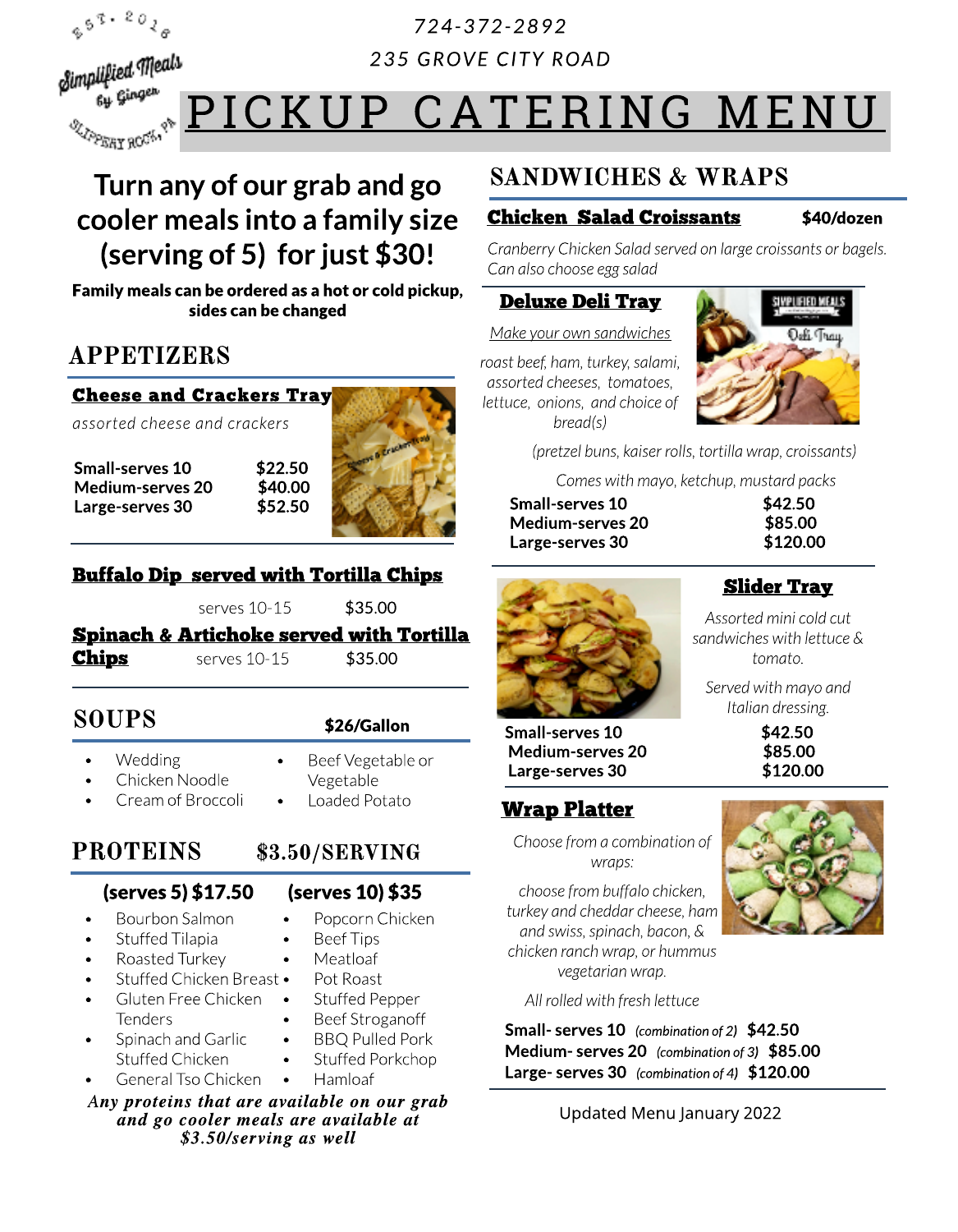724-372-2892

235 GROVE CITY ROAD

# PICKUP CATERING MENU

## Turn any of our grab and go cooler meals into a family size (serving of 5) for just $30!

**Family meals can be ordered as a hot or cold pickup, sides can be changed**

## APPETIZERS

### Cheese and Crackers Tray

*assorted cheese and crackers*

| | |
|---|---|
| **Small-serves 10** | **$22.50** |
| **Medium-serves 20** | **$40.00** |
| **Large-serves 30** | **$52.50** |

### Buffalo Dip served with Tortilla Chips

serves 10-15 $35.00

### Spinach & Artichoke served with Tortilla Chips

serves 10-15 $35.00

## SOUPS

**$26/Gallon**

- Wedding
- Chicken Noodle
- Cream of Broccoli
- Beef Vegetable or Vegetable
- Loaded Potato

## PROTEINS $3.50/SERVING

**(serves 5) $17.50** **(serves 10) $35**

- Bourbon Salmon
- Stuffed Tilapia
- Roasted Turkey
- Stuffed Chicken Breast
- Gluten Free Chicken Tenders
- Spinach and Garlic Stuffed Chicken
- General Tso Chicken
- Popcorn Chicken
- Beef Tips
- Meatloaf
- Pot Roast
- Stuffed Pepper
- Beef Stroganoff
- BBQ Pulled Pork
- Stuffed Porkchop
- Hamloaf

***Any proteins that are available on our grab and go cooler meals are available at $3.50/serving as well***

## SANDWICHES & WRAPS

### Chicken Salad Croissants **$40/dozen**

*Cranberry Chicken Salad served on large croissants or bagels. Can also choose egg salad*

### Deluxe Deli Tray

*Make your own sandwiches*

*roast beef, ham, turkey, salami, assorted cheeses, tomatoes, lettuce, onions, and choice of bread(s)*

*(pretzel buns, kaiser rolls, tortilla wrap, croissants)*

*Comes with mayo, ketchup, mustard packs*

| | |
|---|---|
| **Small-serves 10** | **$42.50** |
| **Medium-serves 20** | **$85.00** |
| **Large-serves 30** | **$120.00** |

### Slider Tray

*Assorted mini cold cut sandwiches with lettuce & tomato.*

*Served with mayo and Italian dressing.*

| | |
|---|---|
| **Small-serves 10** | **$42.50** |
| **Medium-serves 20** | **$85.00** |
| **Large-serves 30** | **$120.00** |

### Wrap Platter

*Choose from a combination of wraps:*

*choose from buffalo chicken, turkey and cheddar cheese, ham and swiss, spinach, bacon, & chicken ranch wrap, or hummus vegetarian wrap.*

*All rolled with fresh lettuce*

| | |
|---|---|
| **Small- serves 10** *(combination of 2)* | **$42.50** |
| **Medium- serves 20** *(combination of 3)* | **$85.00** |
| **Large- serves 30** *(combination of 4)* | **$120.00** |

Updated Menu January 2022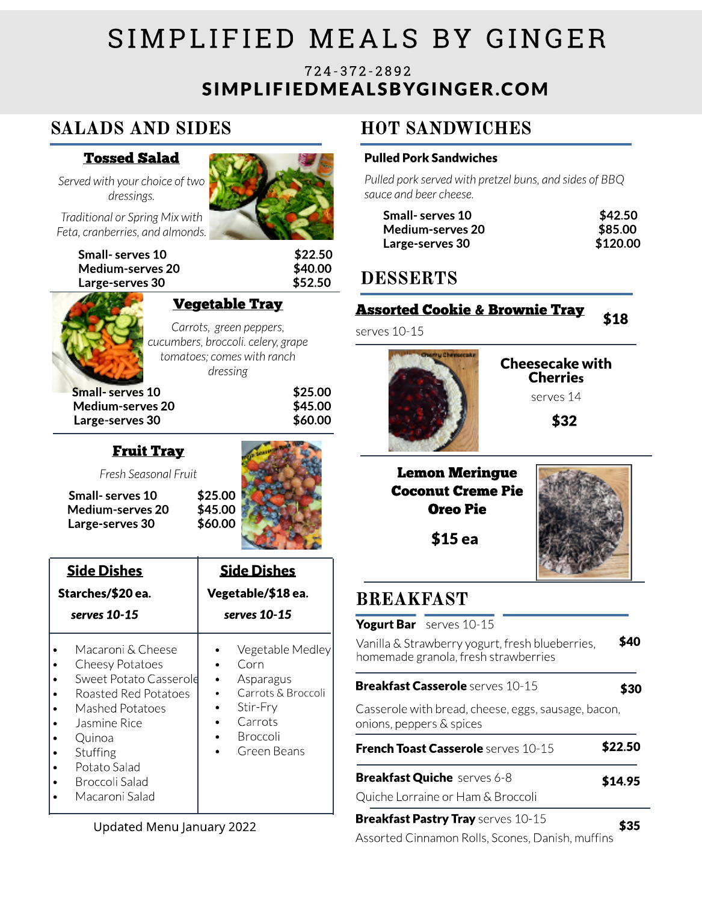# SIMPLIFIED MEALS BY GINGER

724-372-2892

**SIMPLIFIEDMEALSBYGINGER.COM**

## SALADS AND SIDES

### Tossed Salad

*Served with your choice of two dressings.*

*Traditional or Spring Mix with Feta, cranberries, and almonds.*

| | |
|---|---|
| **Small- serves 10** | **$22.50** |
| **Medium-serves 20** | **$40.00** |
| **Large-serves 30** | **$52.50** |

### Vegetable Tray

*Carrots, green peppers, cucumbers, broccoli. celery, grape tomatoes; comes with ranch dressing*

| | |
|---|---|
| **Small- serves 10** | **$25.00** |
| **Medium-serves 20** | **$45.00** |
| **Large-serves 30** | **$60.00** |

### Fruit Tray

*Fresh Seasonal Fruit*

| | |
|---|---|
| **Small- serves 10** | **$25.00** |
| **Medium-serves 20** | **$45.00** |
| **Large-serves 30** | **$60.00** |

| Side Dishes<br>**Starches/$20 ea.**<br>***serves 10-15*** | Side Dishes<br>**Vegetable/$18 ea.**<br>***serves 10-15*** |
|---|---|
| • Macaroni & Cheese<br>• Cheesy Potatoes<br>• Sweet Potato Casserole<br>• Roasted Red Potatoes<br>• Mashed Potatoes<br>• Jasmine Rice<br>• Quinoa<br>• Stuffing<br>• Potato Salad<br>• Broccoli Salad<br>• Macaroni Salad | • Vegetable Medley<br>• Corn<br>• Asparagus<br>• Carrots & Broccoli<br>• Stir-Fry<br>• Carrots<br>• Broccoli<br>• Green Beans |

Updated Menu January 2022

## HOT SANDWICHES

**Pulled Pork Sandwiches**

*Pulled pork served with pretzel buns, and sides of BBQ sauce and beer cheese.*

| | |
|---|---|
| **Small- serves 10** | **$42.50** |
| **Medium-serves 20** | **$85.00** |
| **Large-serves 30** | **$120.00** |

## DESSERTS

**Assorted Cookie & Brownie Tray** **$18**

serves 10-15

**Cheesecake with Cherries**

serves 14

**$32**

**Lemon Meringue**
**Coconut Creme Pie**
**Oreo Pie**

**$15 ea**

## BREAKFAST

**Yogurt Bar** serves 10-15 **$40**

Vanilla & Strawberry yogurt, fresh blueberries, homemade granola, fresh strawberries

**Breakfast Casserole** serves 10-15 **$30**

Casserole with bread, cheese, eggs, sausage, bacon, onions, peppers & spices

**French Toast Casserole** serves 10-15 **$22.50**

**Breakfast Quiche** serves 6-8 **$14.95**

Quiche Lorraine or Ham & Broccoli

**Breakfast Pastry Tray** serves 10-15 **$35**

Assorted Cinnamon Rolls, Scones, Danish, muffins